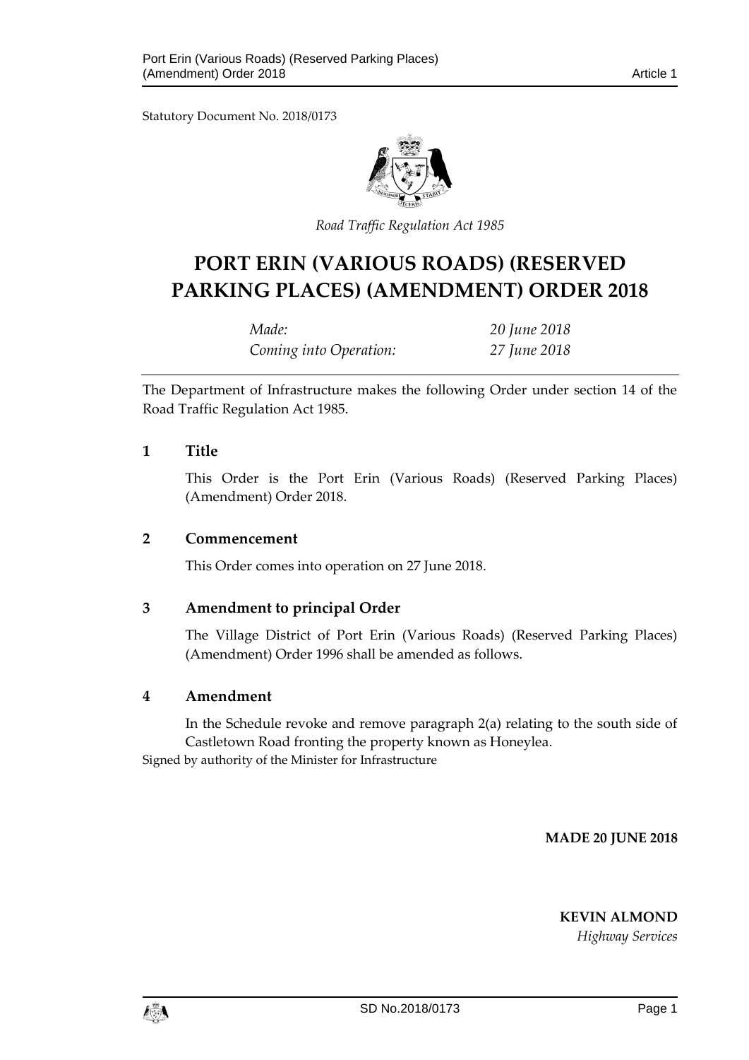Statutory Document No. 2018/0173

*Road Traffic Regulation Act 1985*

# PORT ERIN (VARIOUS ROADS) (RESERVED PARKING PLACES) (AMENDMENT) ORDER 2018

| | |
|---|---|
| *Made:* | *20 June 2018* |
| *Coming into Operation:* | *27 June 2018* |

The Department of Infrastructure makes the following Order under section 14 of the Road Traffic Regulation Act 1985.

## 1 Title

This Order is the Port Erin (Various Roads) (Reserved Parking Places) (Amendment) Order 2018.

## 2 Commencement

This Order comes into operation on 27 June 2018.

## 3 Amendment to principal Order

The Village District of Port Erin (Various Roads) (Reserved Parking Places) (Amendment) Order 1996 shall be amended as follows.

## 4 Amendment

In the Schedule revoke and remove paragraph 2(a) relating to the south side of Castletown Road fronting the property known as Honeylea.

Signed by authority of the Minister for Infrastructure

**MADE 20 JUNE 2018**

**KEVIN ALMOND**
*Highway Services*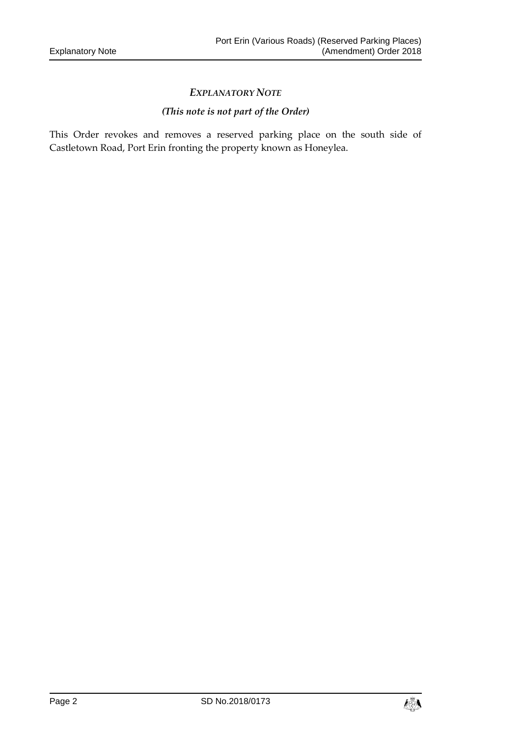## *EXPLANATORY NOTE*

***(This note is not part of the Order)***

This Order revokes and removes a reserved parking place on the south side of Castletown Road, Port Erin fronting the property known as Honeylea.